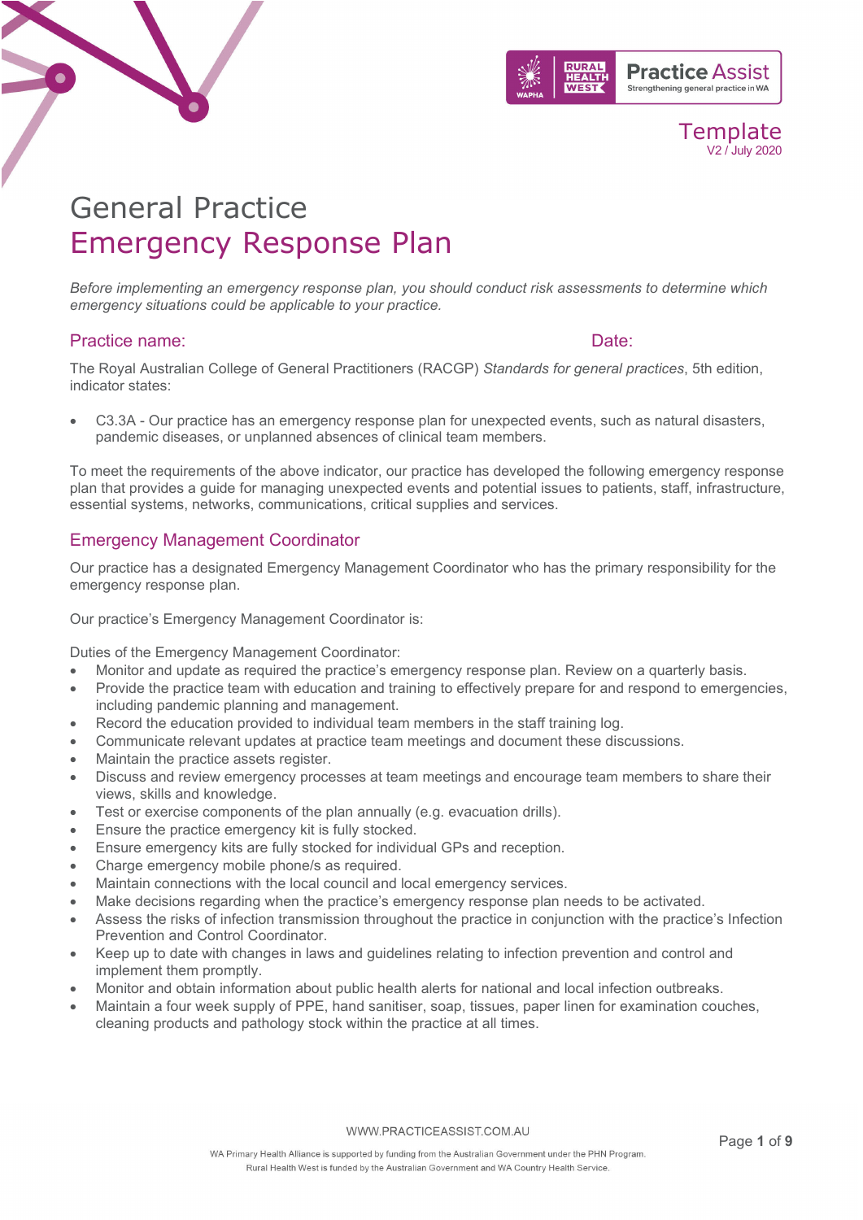Template
V2 / July 2020

# General Practice
# Emergency Response Plan

*Before implementing an emergency response plan, you should conduct risk assessments to determine which emergency situations could be applicable to your practice.*

## Practice name: Date:

The Royal Australian College of General Practitioners (RACGP) *Standards for general practices*, 5th edition, indicator states:

- C3.3A - Our practice has an emergency response plan for unexpected events, such as natural disasters, pandemic diseases, or unplanned absences of clinical team members.

To meet the requirements of the above indicator, our practice has developed the following emergency response plan that provides a guide for managing unexpected events and potential issues to patients, staff, infrastructure, essential systems, networks, communications, critical supplies and services.

## Emergency Management Coordinator

Our practice has a designated Emergency Management Coordinator who has the primary responsibility for the emergency response plan.

Our practice's Emergency Management Coordinator is:

Duties of the Emergency Management Coordinator:

- Monitor and update as required the practice's emergency response plan. Review on a quarterly basis.
- Provide the practice team with education and training to effectively prepare for and respond to emergencies, including pandemic planning and management.
- Record the education provided to individual team members in the staff training log.
- Communicate relevant updates at practice team meetings and document these discussions.
- Maintain the practice assets register.
- Discuss and review emergency processes at team meetings and encourage team members to share their views, skills and knowledge.
- Test or exercise components of the plan annually (e.g. evacuation drills).
- Ensure the practice emergency kit is fully stocked.
- Ensure emergency kits are fully stocked for individual GPs and reception.
- Charge emergency mobile phone/s as required.
- Maintain connections with the local council and local emergency services.
- Make decisions regarding when the practice's emergency response plan needs to be activated.
- Assess the risks of infection transmission throughout the practice in conjunction with the practice's Infection Prevention and Control Coordinator.
- Keep up to date with changes in laws and guidelines relating to infection prevention and control and implement them promptly.
- Monitor and obtain information about public health alerts for national and local infection outbreaks.
- Maintain a four week supply of PPE, hand sanitiser, soap, tissues, paper linen for examination couches, cleaning products and pathology stock within the practice at all times.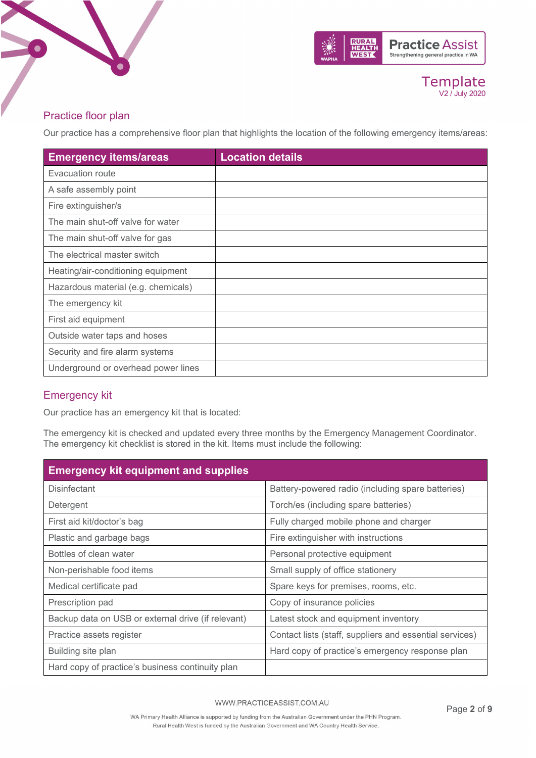## Practice floor plan

Our practice has a comprehensive floor plan that highlights the location of the following emergency items/areas:

| Emergency items/areas | Location details |
|---|---|
| Evacuation route | |
| A safe assembly point | |
| Fire extinguisher/s | |
| The main shut-off valve for water | |
| The main shut-off valve for gas | |
| The electrical master switch | |
| Heating/air-conditioning equipment | |
| Hazardous material (e.g. chemicals) | |
| The emergency kit | |
| First aid equipment | |
| Outside water taps and hoses | |
| Security and fire alarm systems | |
| Underground or overhead power lines | |

## Emergency kit

Our practice has an emergency kit that is located:

The emergency kit is checked and updated every three months by the Emergency Management Coordinator. The emergency kit checklist is stored in the kit. Items must include the following:

| Emergency kit equipment and supplies | |
|---|---|
| Disinfectant | Battery-powered radio (including spare batteries) |
| Detergent | Torch/es (including spare batteries) |
| First aid kit/doctor's bag | Fully charged mobile phone and charger |
| Plastic and garbage bags | Fire extinguisher with instructions |
| Bottles of clean water | Personal protective equipment |
| Non-perishable food items | Small supply of office stationery |
| Medical certificate pad | Spare keys for premises, rooms, etc. |
| Prescription pad | Copy of insurance policies |
| Backup data on USB or external drive (if relevant) | Latest stock and equipment inventory |
| Practice assets register | Contact lists (staff, suppliers and essential services) |
| Building site plan | Hard copy of practice's emergency response plan |
| Hard copy of practice's business continuity plan | |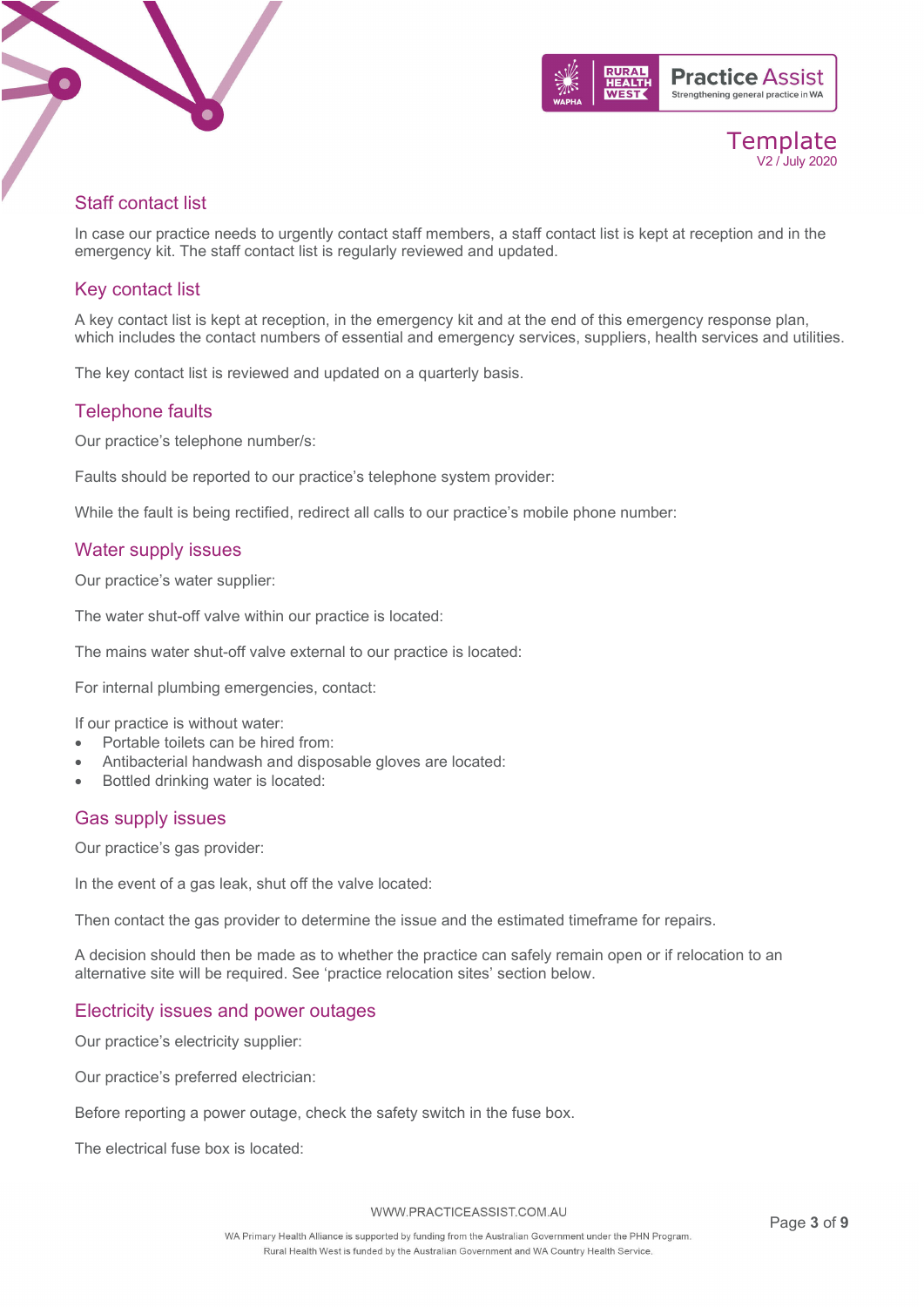## Staff contact list

In case our practice needs to urgently contact staff members, a staff contact list is kept at reception and in the emergency kit. The staff contact list is regularly reviewed and updated.

## Key contact list

A key contact list is kept at reception, in the emergency kit and at the end of this emergency response plan, which includes the contact numbers of essential and emergency services, suppliers, health services and utilities.

The key contact list is reviewed and updated on a quarterly basis.

## Telephone faults

Our practice's telephone number/s:

Faults should be reported to our practice's telephone system provider:

While the fault is being rectified, redirect all calls to our practice's mobile phone number:

## Water supply issues

Our practice's water supplier:

The water shut-off valve within our practice is located:

The mains water shut-off valve external to our practice is located:

For internal plumbing emergencies, contact:

If our practice is without water:

- Portable toilets can be hired from:
- Antibacterial handwash and disposable gloves are located:
- Bottled drinking water is located:

## Gas supply issues

Our practice's gas provider:

In the event of a gas leak, shut off the valve located:

Then contact the gas provider to determine the issue and the estimated timeframe for repairs.

A decision should then be made as to whether the practice can safely remain open or if relocation to an alternative site will be required. See 'practice relocation sites' section below.

## Electricity issues and power outages

Our practice's electricity supplier:

Our practice's preferred electrician:

Before reporting a power outage, check the safety switch in the fuse box.

The electrical fuse box is located: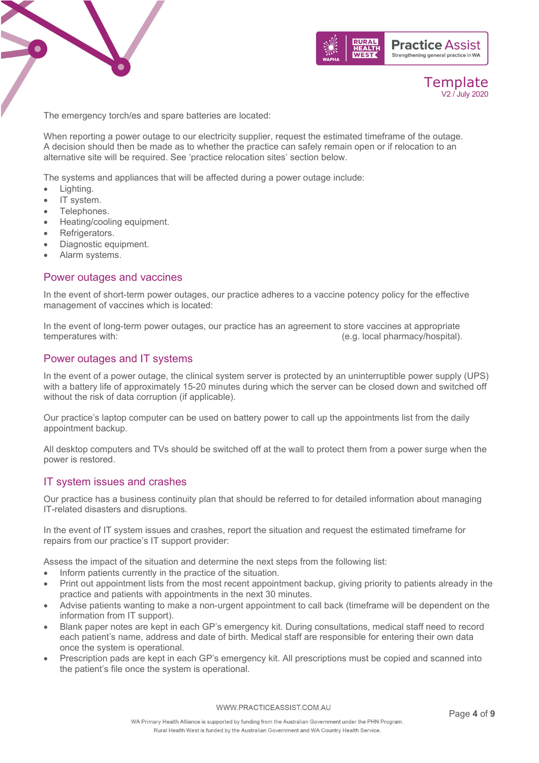The emergency torch/es and spare batteries are located:

When reporting a power outage to our electricity supplier, request the estimated timeframe of the outage. A decision should then be made as to whether the practice can safely remain open or if relocation to an alternative site will be required. See 'practice relocation sites' section below.

The systems and appliances that will be affected during a power outage include:

- Lighting.
- IT system.
- Telephones.
- Heating/cooling equipment.
- Refrigerators.
- Diagnostic equipment.
- Alarm systems.

## Power outages and vaccines

In the event of short-term power outages, our practice adheres to a vaccine potency policy for the effective management of vaccines which is located:

In the event of long-term power outages, our practice has an agreement to store vaccines at appropriate temperatures with: (e.g. local pharmacy/hospital).

## Power outages and IT systems

In the event of a power outage, the clinical system server is protected by an uninterruptible power supply (UPS) with a battery life of approximately 15-20 minutes during which the server can be closed down and switched off without the risk of data corruption (if applicable).

Our practice's laptop computer can be used on battery power to call up the appointments list from the daily appointment backup.

All desktop computers and TVs should be switched off at the wall to protect them from a power surge when the power is restored.

## IT system issues and crashes

Our practice has a business continuity plan that should be referred to for detailed information about managing IT-related disasters and disruptions.

In the event of IT system issues and crashes, report the situation and request the estimated timeframe for repairs from our practice's IT support provider:

Assess the impact of the situation and determine the next steps from the following list:

- Inform patients currently in the practice of the situation.
- Print out appointment lists from the most recent appointment backup, giving priority to patients already in the practice and patients with appointments in the next 30 minutes.
- Advise patients wanting to make a non-urgent appointment to call back (timeframe will be dependent on the information from IT support).
- Blank paper notes are kept in each GP's emergency kit. During consultations, medical staff need to record each patient's name, address and date of birth. Medical staff are responsible for entering their own data once the system is operational.
- Prescription pads are kept in each GP's emergency kit. All prescriptions must be copied and scanned into the patient's file once the system is operational.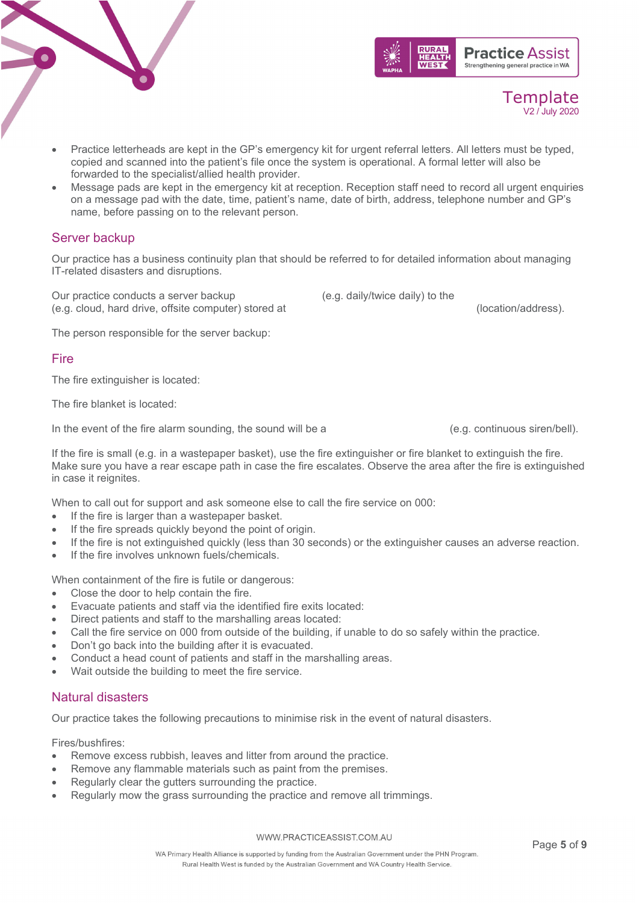- Practice letterheads are kept in the GP's emergency kit for urgent referral letters. All letters must be typed, copied and scanned into the patient's file once the system is operational. A formal letter will also be forwarded to the specialist/allied health provider.
- Message pads are kept in the emergency kit at reception. Reception staff need to record all urgent enquiries on a message pad with the date, time, patient's name, date of birth, address, telephone number and GP's name, before passing on to the relevant person.

## Server backup

Our practice has a business continuity plan that should be referred to for detailed information about managing IT-related disasters and disruptions.

Our practice conducts a server backup (e.g. daily/twice daily) to the (e.g. cloud, hard drive, offsite computer) stored at (location/address).

The person responsible for the server backup:

## Fire

The fire extinguisher is located:

The fire blanket is located:

In the event of the fire alarm sounding, the sound will be a (e.g. continuous siren/bell).

If the fire is small (e.g. in a wastepaper basket), use the fire extinguisher or fire blanket to extinguish the fire. Make sure you have a rear escape path in case the fire escalates. Observe the area after the fire is extinguished in case it reignites.

When to call out for support and ask someone else to call the fire service on 000:

- If the fire is larger than a wastepaper basket.
- If the fire spreads quickly beyond the point of origin.
- If the fire is not extinguished quickly (less than 30 seconds) or the extinguisher causes an adverse reaction.
- If the fire involves unknown fuels/chemicals.

When containment of the fire is futile or dangerous:

- Close the door to help contain the fire.
- Evacuate patients and staff via the identified fire exits located:
- Direct patients and staff to the marshalling areas located:
- Call the fire service on 000 from outside of the building, if unable to do so safely within the practice.
- Don't go back into the building after it is evacuated.
- Conduct a head count of patients and staff in the marshalling areas.
- Wait outside the building to meet the fire service.

## Natural disasters

Our practice takes the following precautions to minimise risk in the event of natural disasters.

Fires/bushfires:

- Remove excess rubbish, leaves and litter from around the practice.
- Remove any flammable materials such as paint from the premises.
- Regularly clear the gutters surrounding the practice.
- Regularly mow the grass surrounding the practice and remove all trimmings.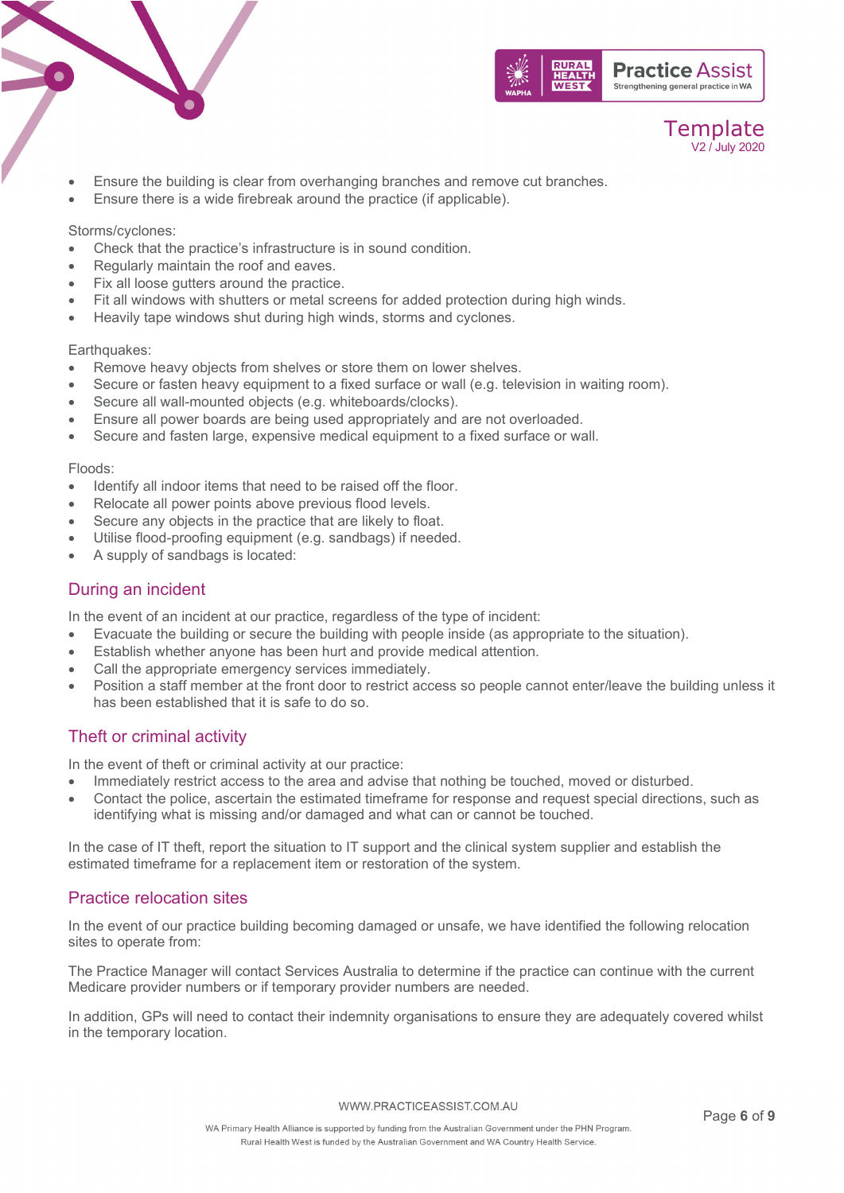- Ensure the building is clear from overhanging branches and remove cut branches.
- Ensure there is a wide firebreak around the practice (if applicable).

Storms/cyclones:

- Check that the practice's infrastructure is in sound condition.
- Regularly maintain the roof and eaves.
- Fix all loose gutters around the practice.
- Fit all windows with shutters or metal screens for added protection during high winds.
- Heavily tape windows shut during high winds, storms and cyclones.

Earthquakes:

- Remove heavy objects from shelves or store them on lower shelves.
- Secure or fasten heavy equipment to a fixed surface or wall (e.g. television in waiting room).
- Secure all wall-mounted objects (e.g. whiteboards/clocks).
- Ensure all power boards are being used appropriately and are not overloaded.
- Secure and fasten large, expensive medical equipment to a fixed surface or wall.

Floods:

- Identify all indoor items that need to be raised off the floor.
- Relocate all power points above previous flood levels.
- Secure any objects in the practice that are likely to float.
- Utilise flood-proofing equipment (e.g. sandbags) if needed.
- A supply of sandbags is located:

## During an incident

In the event of an incident at our practice, regardless of the type of incident:

- Evacuate the building or secure the building with people inside (as appropriate to the situation).
- Establish whether anyone has been hurt and provide medical attention.
- Call the appropriate emergency services immediately.
- Position a staff member at the front door to restrict access so people cannot enter/leave the building unless it has been established that it is safe to do so.

## Theft or criminal activity

In the event of theft or criminal activity at our practice:

- Immediately restrict access to the area and advise that nothing be touched, moved or disturbed.
- Contact the police, ascertain the estimated timeframe for response and request special directions, such as identifying what is missing and/or damaged and what can or cannot be touched.

In the case of IT theft, report the situation to IT support and the clinical system supplier and establish the estimated timeframe for a replacement item or restoration of the system.

## Practice relocation sites

In the event of our practice building becoming damaged or unsafe, we have identified the following relocation sites to operate from:

The Practice Manager will contact Services Australia to determine if the practice can continue with the current Medicare provider numbers or if temporary provider numbers are needed.

In addition, GPs will need to contact their indemnity organisations to ensure they are adequately covered whilst in the temporary location.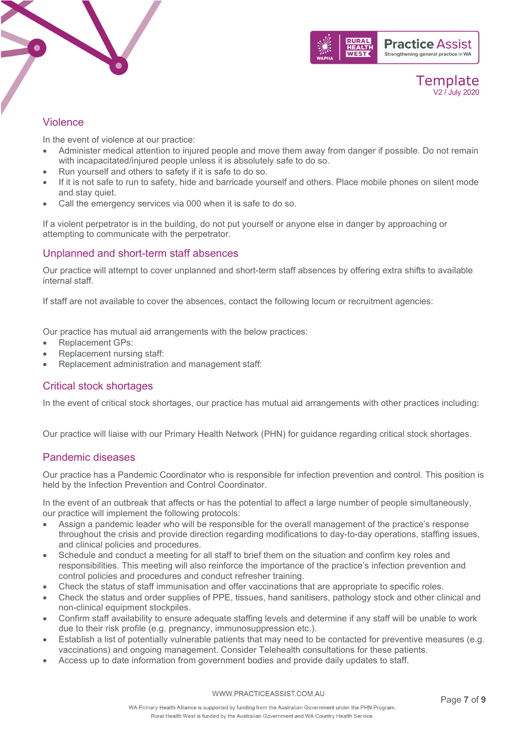## Violence

In the event of violence at our practice:

- Administer medical attention to injured people and move them away from danger if possible. Do not remain with incapacitated/injured people unless it is absolutely safe to do so.
- Run yourself and others to safety if it is safe to do so.
- If it is not safe to run to safety, hide and barricade yourself and others. Place mobile phones on silent mode and stay quiet.
- Call the emergency services via 000 when it is safe to do so.

If a violent perpetrator is in the building, do not put yourself or anyone else in danger by approaching or attempting to communicate with the perpetrator.

## Unplanned and short-term staff absences

Our practice will attempt to cover unplanned and short-term staff absences by offering extra shifts to available internal staff.

If staff are not available to cover the absences, contact the following locum or recruitment agencies:

Our practice has mutual aid arrangements with the below practices:

- Replacement GPs:
- Replacement nursing staff:
- Replacement administration and management staff:

## Critical stock shortages

In the event of critical stock shortages, our practice has mutual aid arrangements with other practices including:

Our practice will liaise with our Primary Health Network (PHN) for guidance regarding critical stock shortages.

## Pandemic diseases

Our practice has a Pandemic Coordinator who is responsible for infection prevention and control. This position is held by the Infection Prevention and Control Coordinator.

In the event of an outbreak that affects or has the potential to affect a large number of people simultaneously, our practice will implement the following protocols:

- Assign a pandemic leader who will be responsible for the overall management of the practice's response throughout the crisis and provide direction regarding modifications to day-to-day operations, staffing issues, and clinical policies and procedures.
- Schedule and conduct a meeting for all staff to brief them on the situation and confirm key roles and responsibilities. This meeting will also reinforce the importance of the practice's infection prevention and control policies and procedures and conduct refresher training.
- Check the status of staff immunisation and offer vaccinations that are appropriate to specific roles.
- Check the status and order supplies of PPE, tissues, hand sanitisers, pathology stock and other clinical and non-clinical equipment stockpiles.
- Confirm staff availability to ensure adequate staffing levels and determine if any staff will be unable to work due to their risk profile (e.g. pregnancy, immunosuppression etc.).
- Establish a list of potentially vulnerable patients that may need to be contacted for preventive measures (e.g. vaccinations) and ongoing management. Consider Telehealth consultations for these patients.
- Access up to date information from government bodies and provide daily updates to staff.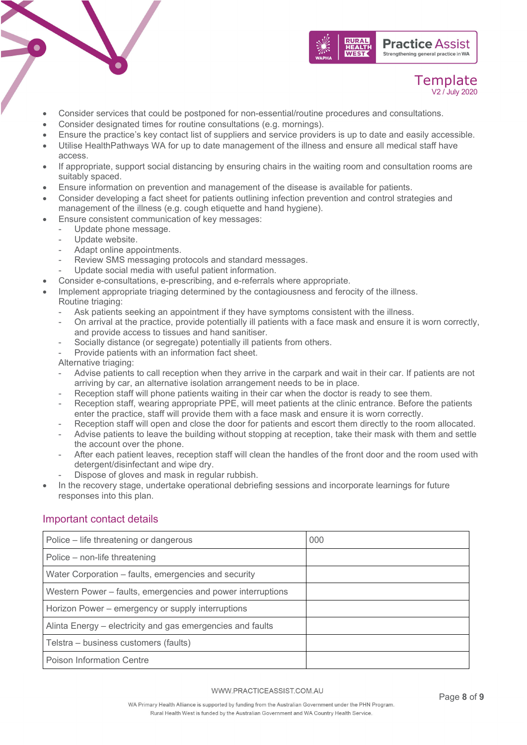- Consider services that could be postponed for non-essential/routine procedures and consultations.
- Consider designated times for routine consultations (e.g. mornings).
- Ensure the practice's key contact list of suppliers and service providers is up to date and easily accessible.
- Utilise HealthPathways WA for up to date management of the illness and ensure all medical staff have access.
- If appropriate, support social distancing by ensuring chairs in the waiting room and consultation rooms are suitably spaced.
- Ensure information on prevention and management of the disease is available for patients.
- Consider developing a fact sheet for patients outlining infection prevention and control strategies and management of the illness (e.g. cough etiquette and hand hygiene).
- Ensure consistent communication of key messages:
  - Update phone message.
  - Update website.
  - Adapt online appointments.
  - Review SMS messaging protocols and standard messages.
  - Update social media with useful patient information.
- Consider e-consultations, e-prescribing, and e-referrals where appropriate.
- Implement appropriate triaging determined by the contagiousness and ferocity of the illness.

  Routine triaging:
  - Ask patients seeking an appointment if they have symptoms consistent with the illness.
  - On arrival at the practice, provide potentially ill patients with a face mask and ensure it is worn correctly, and provide access to tissues and hand sanitiser.
  - Socially distance (or segregate) potentially ill patients from others.
  - Provide patients with an information fact sheet.

  Alternative triaging:
  - Advise patients to call reception when they arrive in the carpark and wait in their car. If patients are not arriving by car, an alternative isolation arrangement needs to be in place.
  - Reception staff will phone patients waiting in their car when the doctor is ready to see them.
  - Reception staff, wearing appropriate PPE, will meet patients at the clinic entrance. Before the patients enter the practice, staff will provide them with a face mask and ensure it is worn correctly.
  - Reception staff will open and close the door for patients and escort them directly to the room allocated.
  - Advise patients to leave the building without stopping at reception, take their mask with them and settle the account over the phone.
  - After each patient leaves, reception staff will clean the handles of the front door and the room used with detergent/disinfectant and wipe dry.
  - Dispose of gloves and mask in regular rubbish.
- In the recovery stage, undertake operational debriefing sessions and incorporate learnings for future responses into this plan.

## Important contact details

| | |
|---|---|
| Police – life threatening or dangerous | 000 |
| Police – non-life threatening | |
| Water Corporation – faults, emergencies and security | |
| Western Power – faults, emergencies and power interruptions | |
| Horizon Power – emergency or supply interruptions | |
| Alinta Energy – electricity and gas emergencies and faults | |
| Telstra – business customers (faults) | |
| Poison Information Centre | |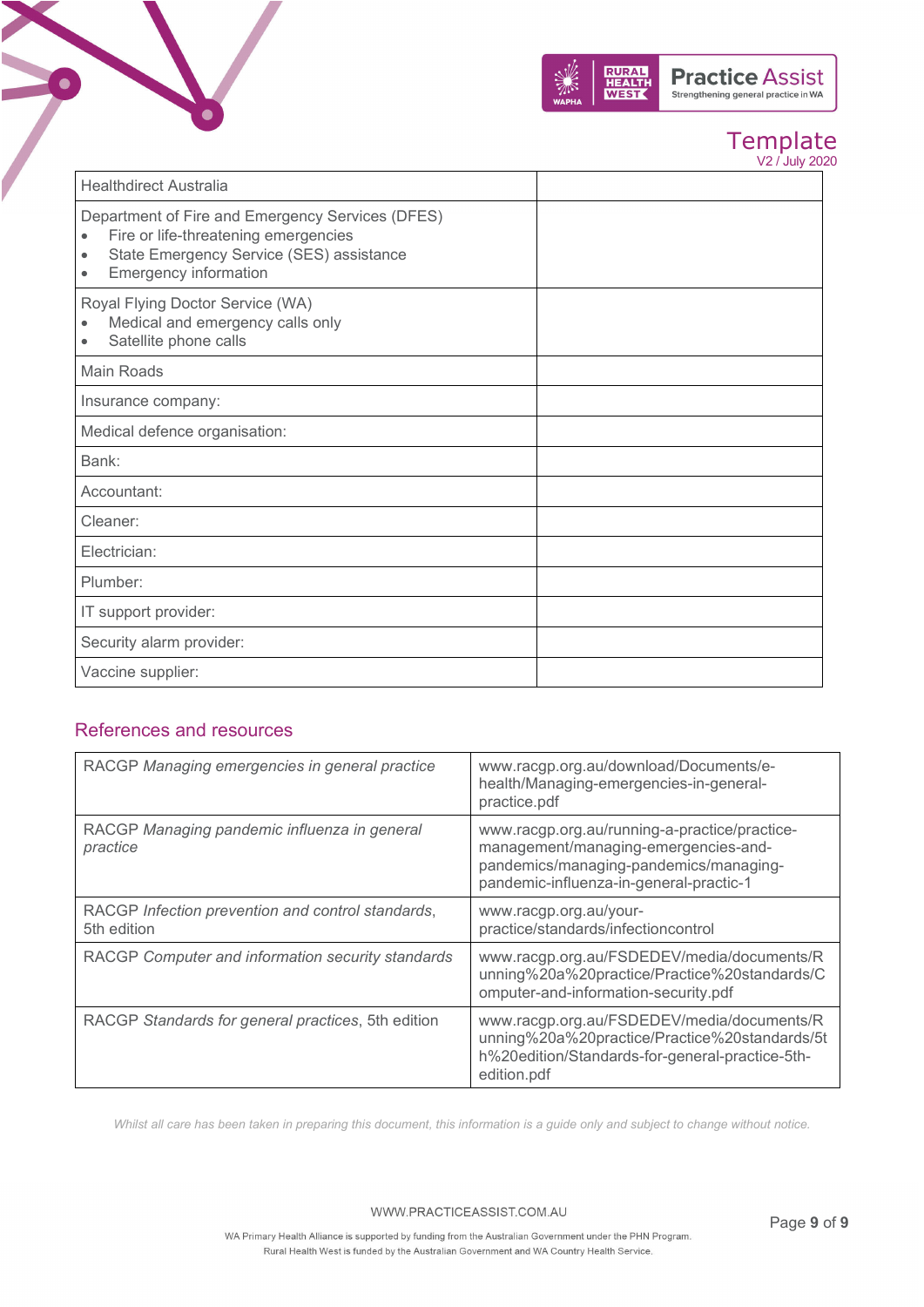| | |
|---|---|
| Healthdirect Australia | |
| Department of Fire and Emergency Services (DFES)<br>• Fire or life-threatening emergencies<br>• State Emergency Service (SES) assistance<br>• Emergency information | |
| Royal Flying Doctor Service (WA)<br>• Medical and emergency calls only<br>• Satellite phone calls | |
| Main Roads | |
| Insurance company: | |
| Medical defence organisation: | |
| Bank: | |
| Accountant: | |
| Cleaner: | |
| Electrician: | |
| Plumber: | |
| IT support provider: | |
| Security alarm provider: | |
| Vaccine supplier: | |

## References and resources

| | |
|---|---|
| RACGP *Managing emergencies in general practice* | www.racgp.org.au/download/Documents/e-health/Managing-emergencies-in-general-practice.pdf |
| RACGP *Managing pandemic influenza in general practice* | www.racgp.org.au/running-a-practice/practice-management/managing-emergencies-and-pandemics/managing-pandemics/managing-pandemic-influenza-in-general-practic-1 |
| RACGP *Infection prevention and control standards*, 5th edition | www.racgp.org.au/your-practice/standards/infectioncontrol |
| RACGP *Computer and information security standards* | www.racgp.org.au/FSDEDEV/media/documents/Running%20a%20practice/Practice%20standards/Computer-and-information-security.pdf |
| RACGP *Standards for general practices*, 5th edition | www.racgp.org.au/FSDEDEV/media/documents/Running%20a%20practice/Practice%20standards/5th%20edition/Standards-for-general-practice-5th-edition.pdf |

*Whilst all care has been taken in preparing this document, this information is a guide only and subject to change without notice.*